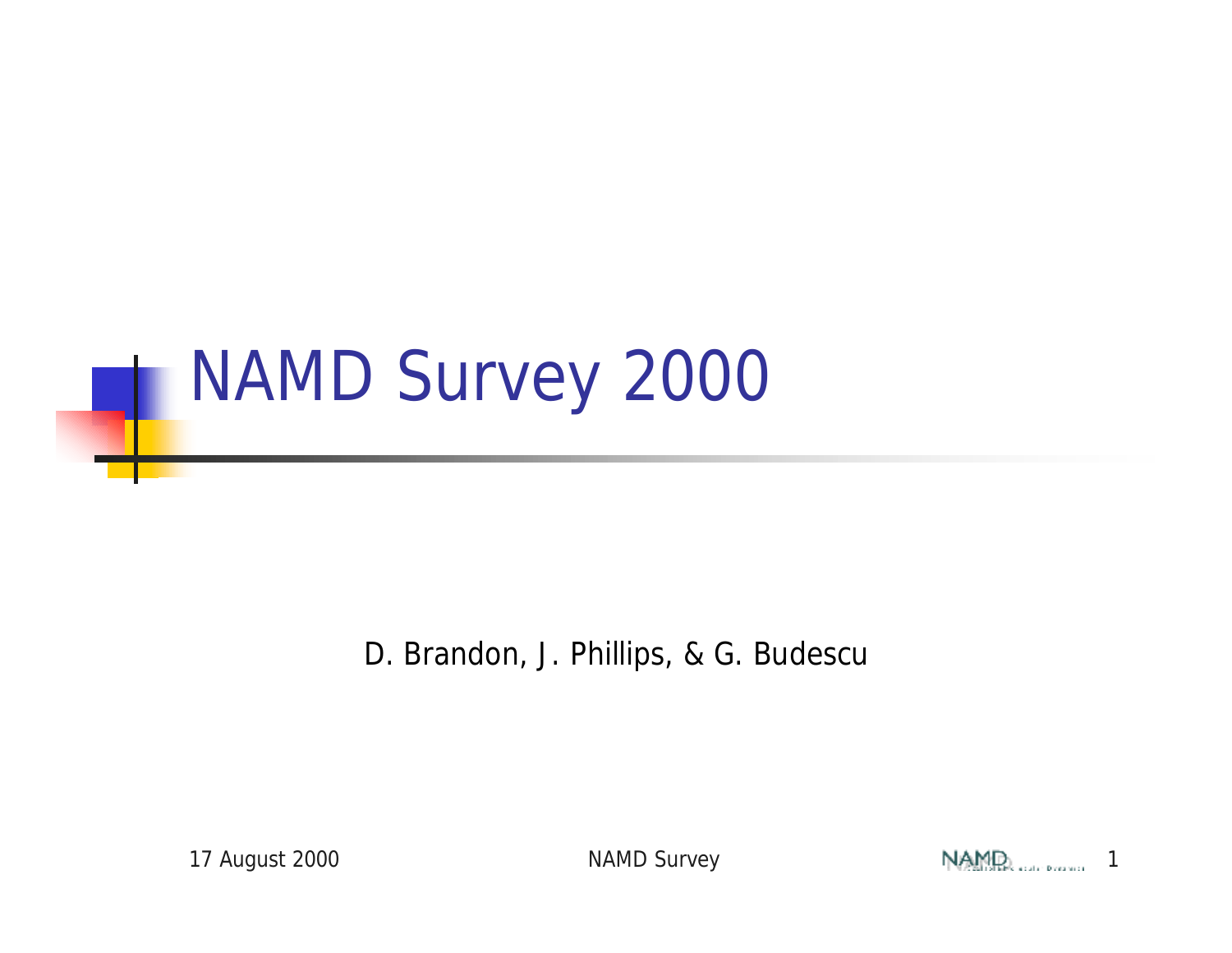# NAMD Survey 2000

D. Brandon, J. Phillips, & G. Budescu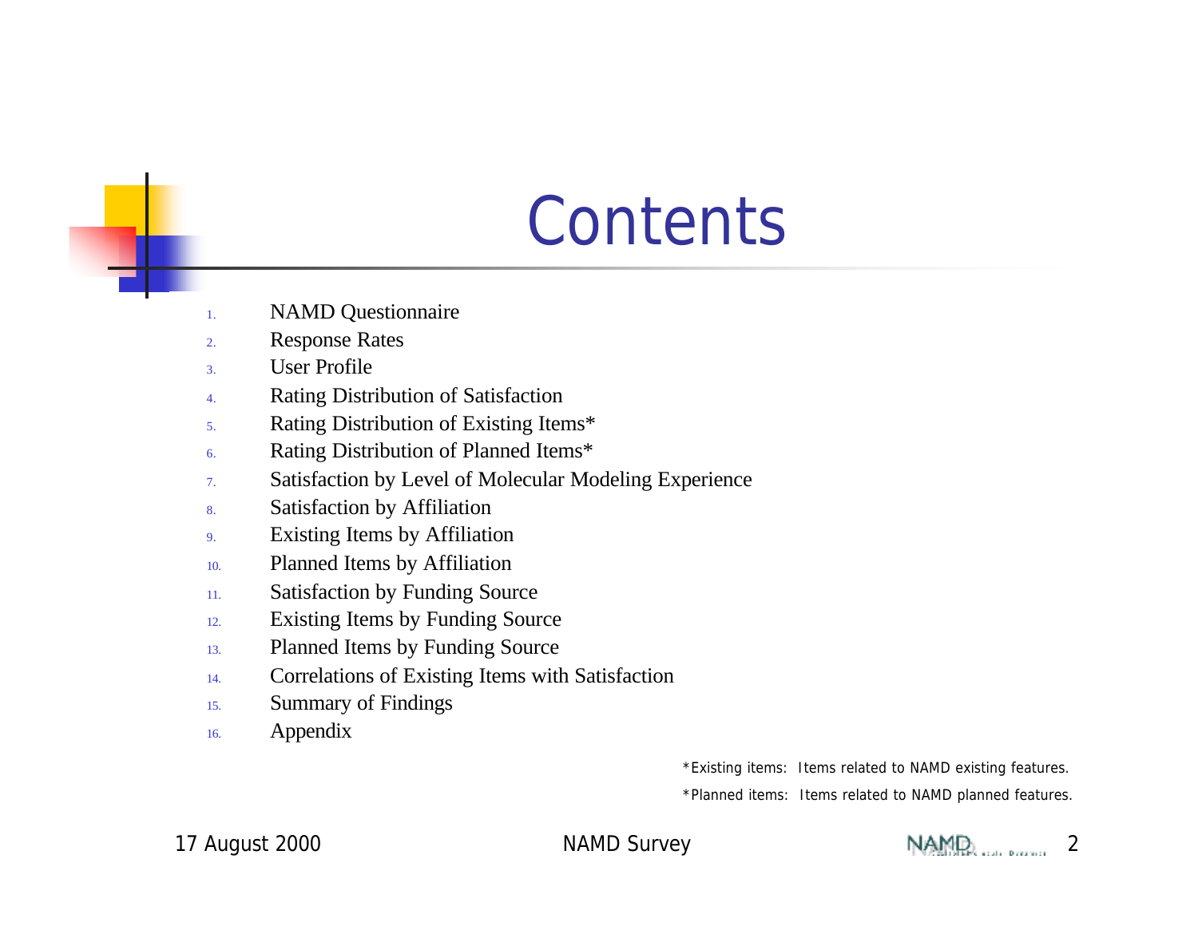# Contents

1. NAMD Questionnaire
2. Response Rates
3. User Profile
4. Rating Distribution of Satisfaction
5. Rating Distribution of Existing Items*
6. Rating Distribution of Planned Items*
7. Satisfaction by Level of Molecular Modeling Experience
8. Satisfaction by Affiliation
9. Existing Items by Affiliation
10. Planned Items by Affiliation
11. Satisfaction by Funding Source
12. Existing Items by Funding Source
13. Planned Items by Funding Source
14. Correlations of Existing Items with Satisfaction
15. Summary of Findings
16. Appendix

*Existing items: Items related to NAMD existing features.

*Planned items: Items related to NAMD planned features.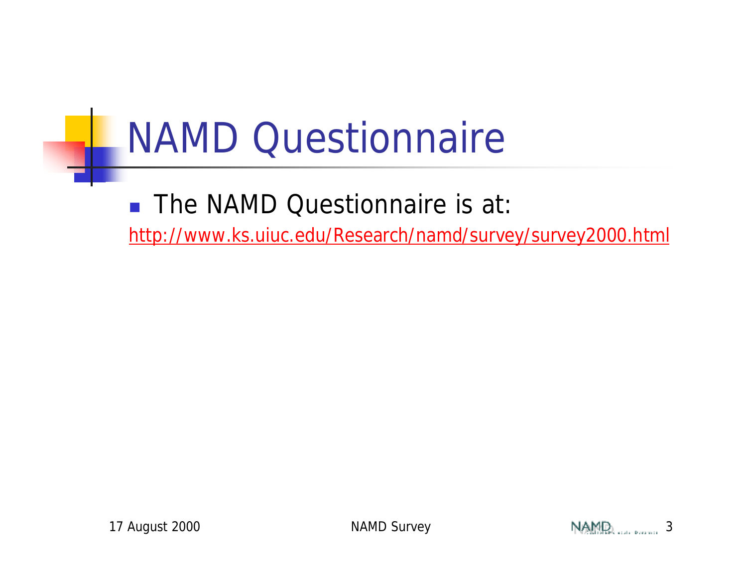# NAMD Questionnaire

- The NAMD Questionnaire is at:

http://www.ks.uiuc.edu/Research/namd/survey/survey2000.html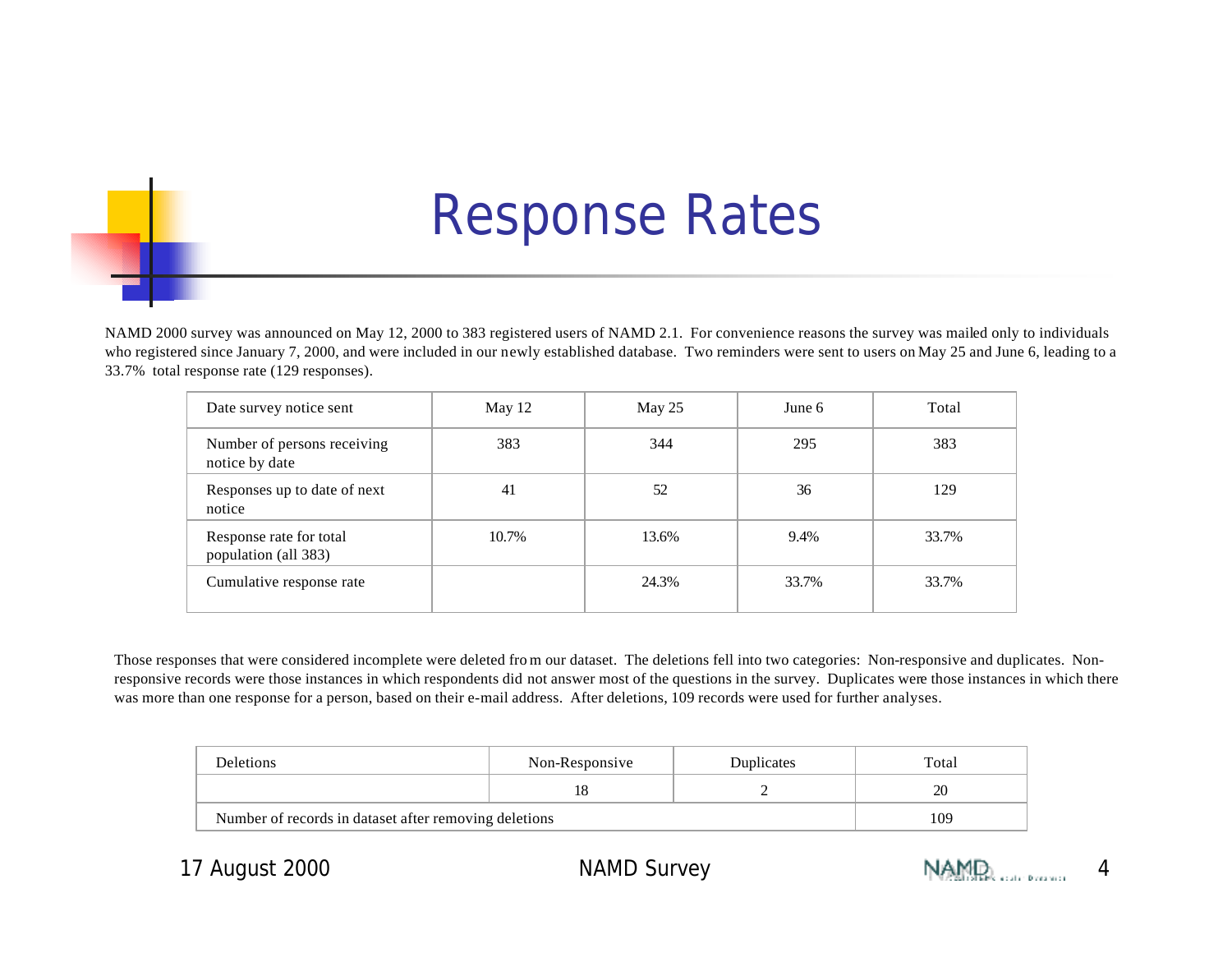# Response Rates

NAMD 2000 survey was announced on May 12, 2000 to 383 registered users of NAMD 2.1. For convenience reasons the survey was mailed only to individuals who registered since January 7, 2000, and were included in our newly established database. Two reminders were sent to users on May 25 and June 6, leading to a 33.7% total response rate (129 responses).

| Date survey notice sent | May 12 | May 25 | June 6 | Total |
|---|---|---|---|---|
| Number of persons receiving notice by date | 383 | 344 | 295 | 383 |
| Responses up to date of next notice | 41 | 52 | 36 | 129 |
| Response rate for total population (all 383) | 10.7% | 13.6% | 9.4% | 33.7% |
| Cumulative response rate | | 24.3% | 33.7% | 33.7% |

Those responses that were considered incomplete were deleted from our dataset. The deletions fell into two categories: Non-responsive and duplicates. Non-responsive records were those instances in which respondents did not answer most of the questions in the survey. Duplicates were those instances in which there was more than one response for a person, based on their e-mail address. After deletions, 109 records were used for further analyses.

| Deletions | Non-Responsive | Duplicates | Total |
|---|---|---|---|
| | 18 | 2 | 20 |
| Number of records in dataset after removing deletions | | | 109 |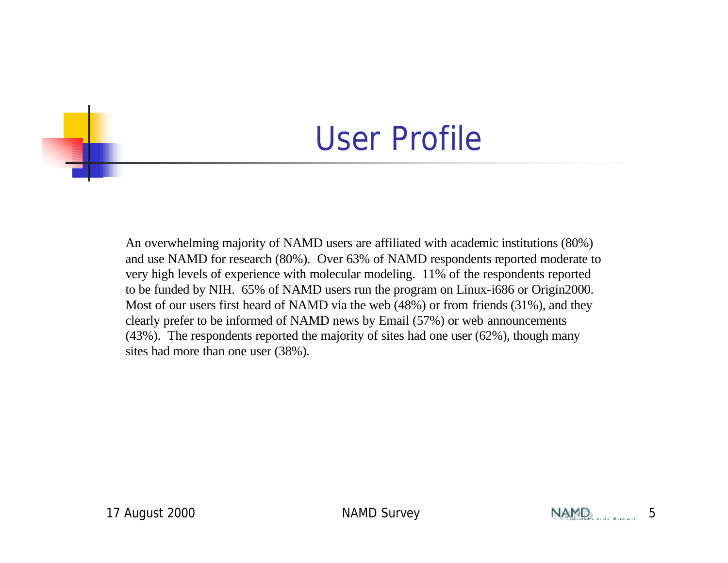# User Profile

An overwhelming majority of NAMD users are affiliated with academic institutions (80%) and use NAMD for research (80%). Over 63% of NAMD respondents reported moderate to very high levels of experience with molecular modeling. 11% of the respondents reported to be funded by NIH. 65% of NAMD users run the program on Linux-i686 or Origin2000. Most of our users first heard of NAMD via the web (48%) or from friends (31%), and they clearly prefer to be informed of NAMD news by Email (57%) or web announcements (43%). The respondents reported the majority of sites had one user (62%), though many sites had more than one user (38%).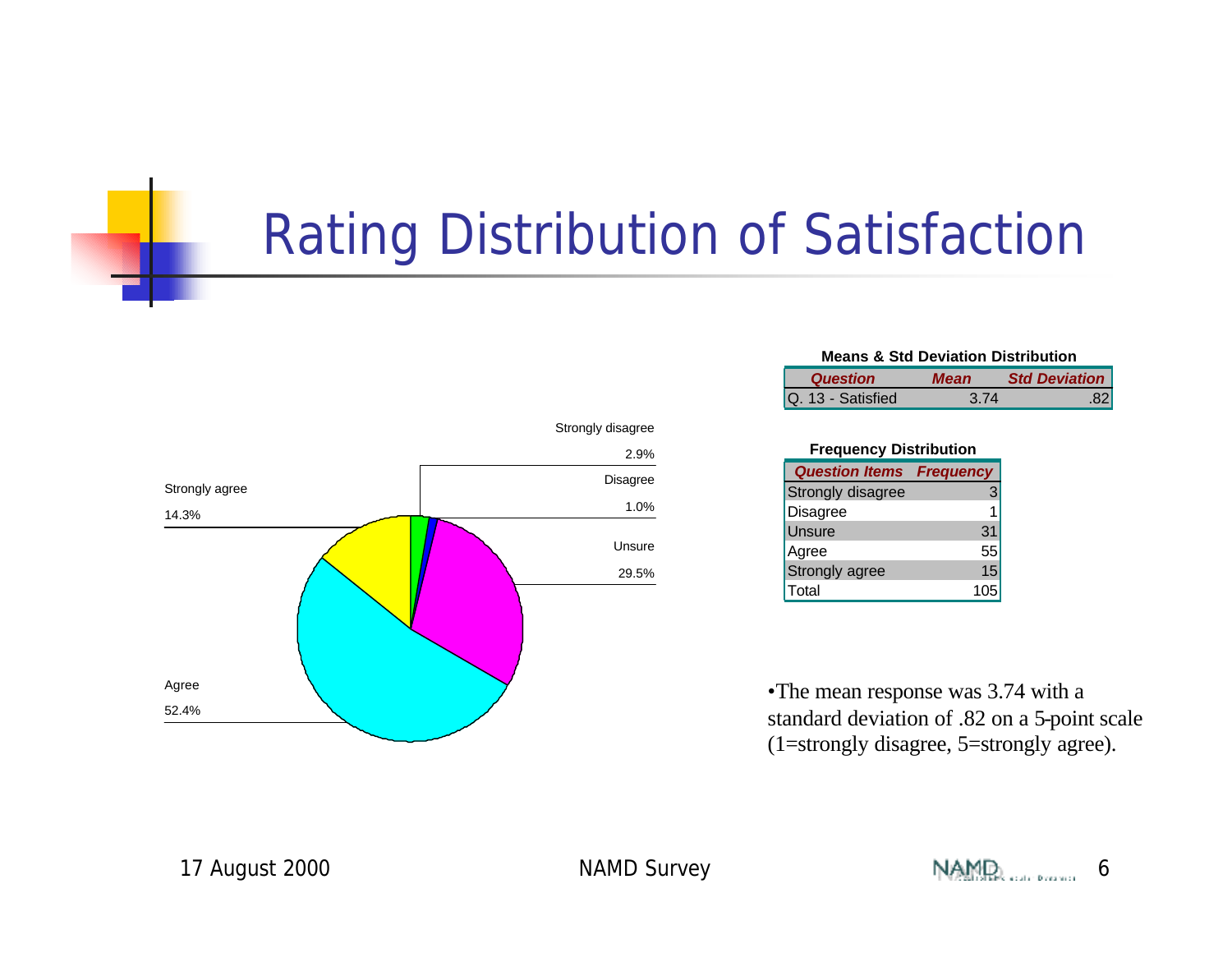# Rating Distribution of Satisfaction

Strongly disagree 2.9%

Disagree 1.0%

Unsure 29.5%

Agree 52.4%

Strongly agree 14.3%

**Means & Std Deviation Distribution**

| *Question* | *Mean* | *Std Deviation* |
|---|---|---|
| Q. 13 - Satisfied | 3.74 | .82 |

**Frequency Distribution**

| *Question Items* | *Frequency* |
|---|---|
| Strongly disagree | 3 |
| Disagree | 1 |
| Unsure | 31 |
| Agree | 55 |
| Strongly agree | 15 |
| Total | 105 |

- The mean response was 3.74 with a standard deviation of .82 on a 5-point scale (1=strongly disagree, 5=strongly agree).

17 August 2000 NAMD Survey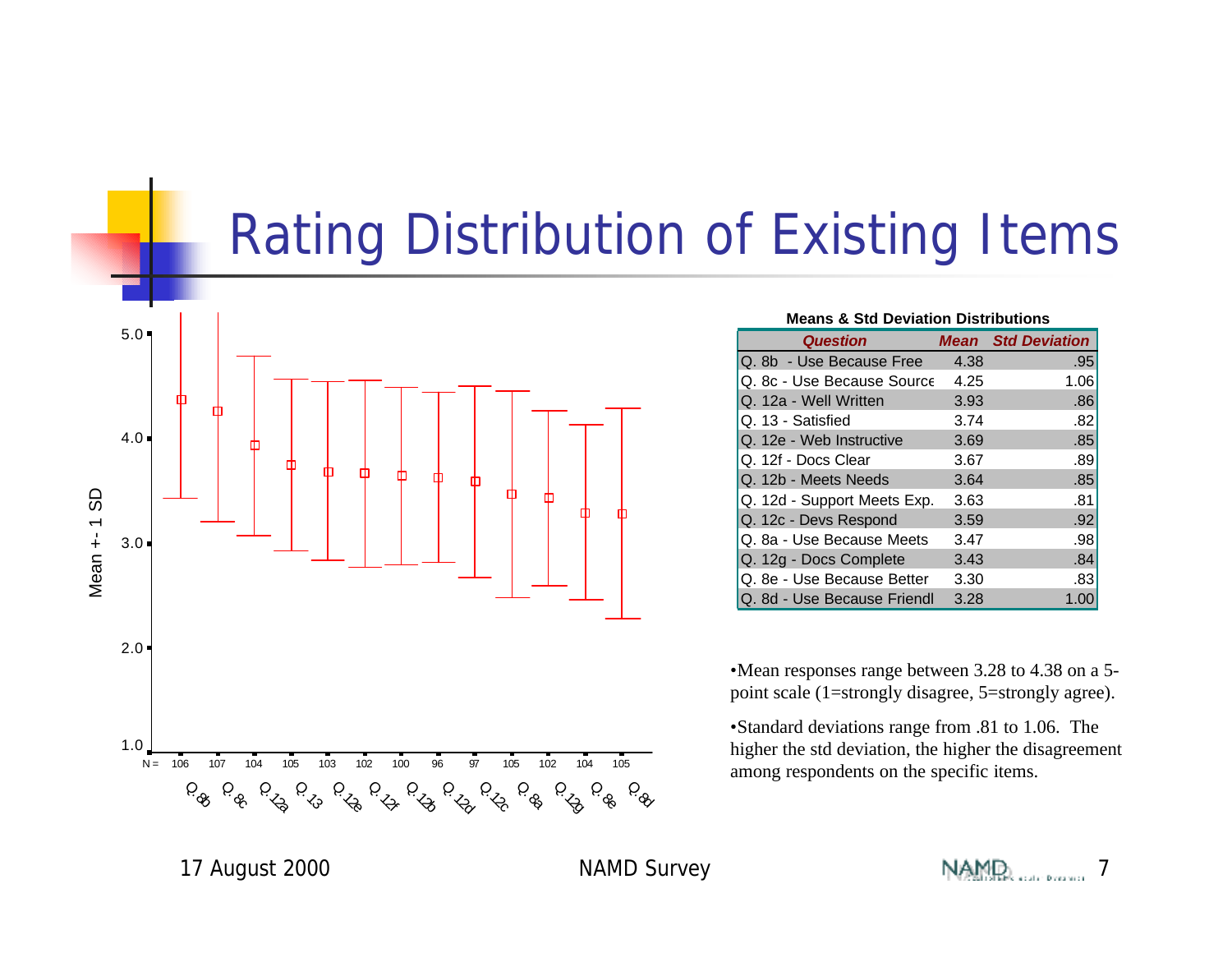# Rating Distribution of Existing Items

**Means & Std Deviation Distributions**

| Question | Mean | Std Deviation |
|---|---|---|
| Q. 8b - Use Because Free | 4.38 | .95 |
| Q. 8c - Use Because Source | 4.25 | 1.06 |
| Q. 12a - Well Written | 3.93 | .86 |
| Q. 13 - Satisfied | 3.74 | .82 |
| Q. 12e - Web Instructive | 3.69 | .85 |
| Q. 12f - Docs Clear | 3.67 | .89 |
| Q. 12b - Meets Needs | 3.64 | .85 |
| Q. 12d - Support Meets Exp. | 3.63 | .81 |
| Q. 12c - Devs Respond | 3.59 | .92 |
| Q. 8a - Use Because Meets | 3.47 | .98 |
| Q. 12g - Docs Complete | 3.43 | .84 |
| Q. 8e - Use Because Better | 3.30 | .83 |
| Q. 8d - Use Because Friendl | 3.28 | 1.00 |

•Mean responses range between 3.28 to 4.38 on a 5-point scale (1=strongly disagree, 5=strongly agree).

•Standard deviations range from .81 to 1.06. The higher the std deviation, the higher the disagreement among respondents on the specific items.

17 August 2000 NAMD Survey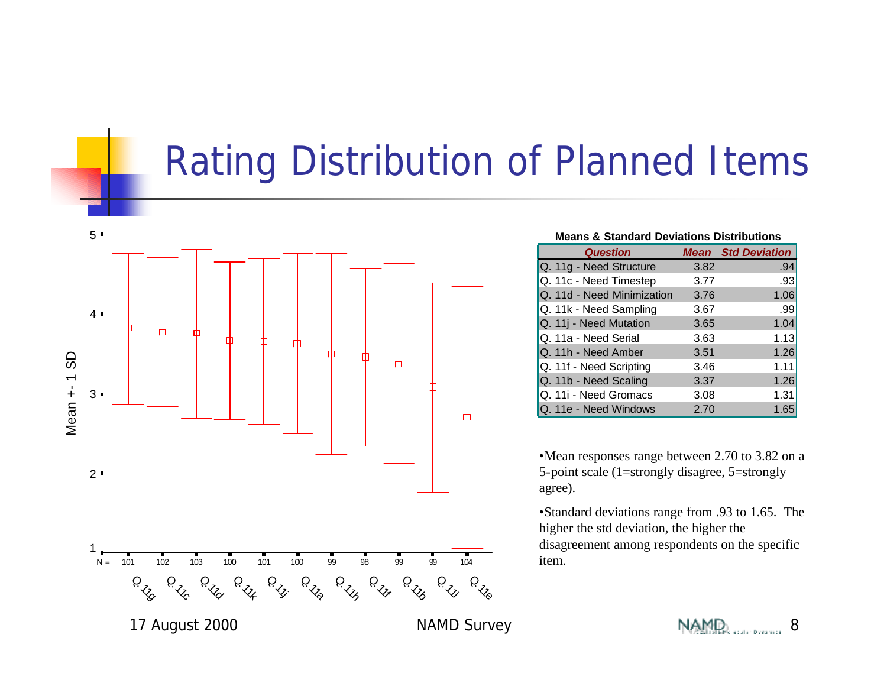# Rating Distribution of Planned Items

**Means & Standard Deviations Distributions**

| Question | Mean | Std Deviation |
|---|---|---|
| Q. 11g - Need Structure | 3.82 | .94 |
| Q. 11c - Need Timestep | 3.77 | .93 |
| Q. 11d - Need Minimization | 3.76 | 1.06 |
| Q. 11k - Need Sampling | 3.67 | .99 |
| Q. 11j - Need Mutation | 3.65 | 1.04 |
| Q. 11a - Need Serial | 3.63 | 1.13 |
| Q. 11h - Need Amber | 3.51 | 1.26 |
| Q. 11f - Need Scripting | 3.46 | 1.11 |
| Q. 11b - Need Scaling | 3.37 | 1.26 |
| Q. 11i - Need Gromacs | 3.08 | 1.31 |
| Q. 11e - Need Windows | 2.70 | 1.65 |

- Mean responses range between 2.70 to 3.82 on a 5-point scale (1=strongly disagree, 5=strongly agree).
- Standard deviations range from .93 to 1.65. The higher the std deviation, the higher the disagreement among respondents on the specific item.

17 August 2000 NAMD Survey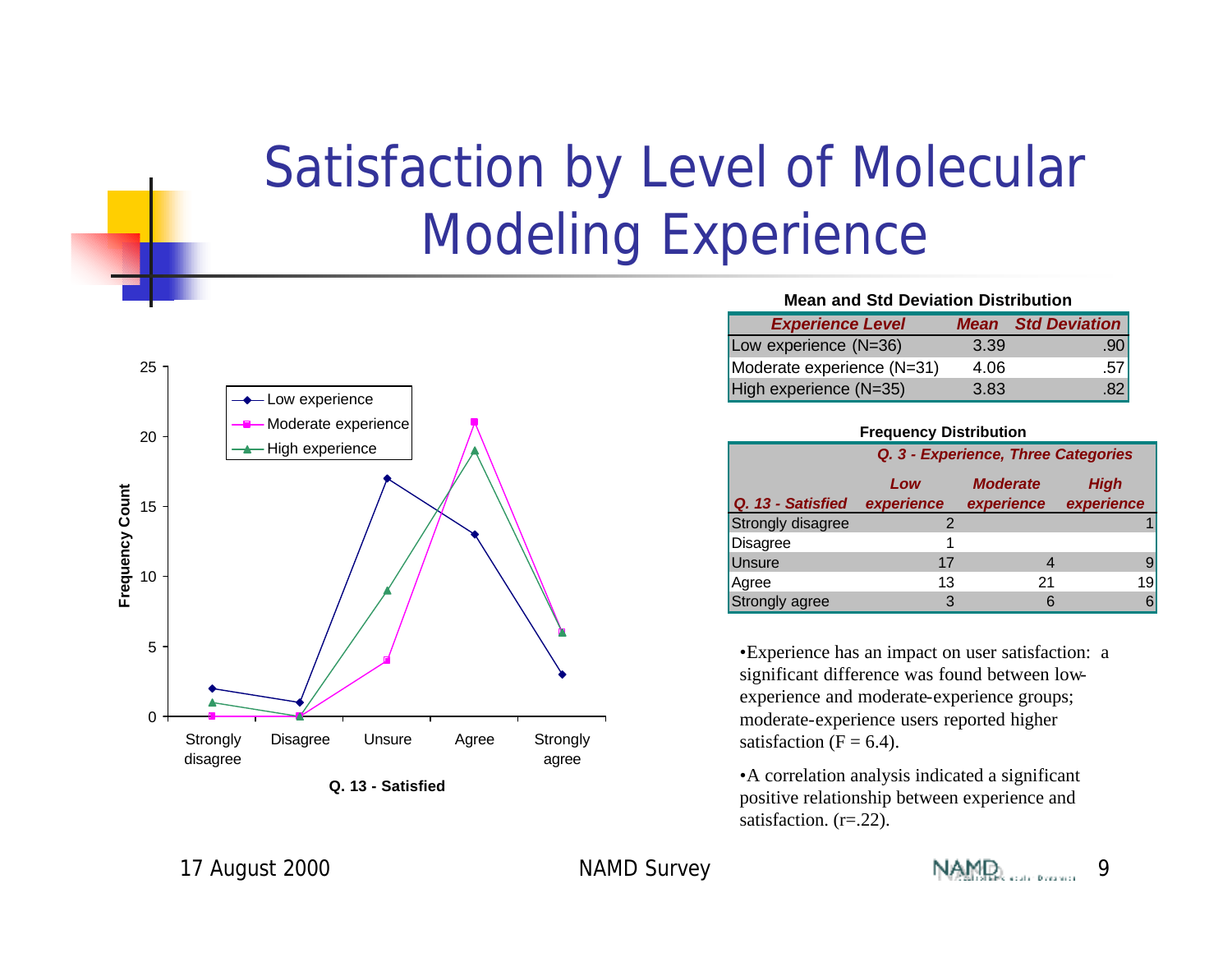# Satisfaction by Level of Molecular Modeling Experience

**Mean and Std Deviation Distribution**

| Experience Level | Mean | Std Deviation |
|---|---|---|
| Low experience (N=36) | 3.39 | .90 |
| Moderate experience (N=31) | 4.06 | .57 |
| High experience (N=35) | 3.83 | .82 |

**Frequency Distribution**

| | Q. 3 - Experience, Three Categories | | |
|---|---|---|---|
| Q. 13 - Satisfied | Low experience | Moderate experience | High experience |
| Strongly disagree | 2 | | 1 |
| Disagree | 1 | | |
| Unsure | 17 | 4 | 9 |
| Agree | 13 | 21 | 19 |
| Strongly agree | 3 | 6 | 6 |

Frequency Count by Q. 13 - Satisfied (legend: Low experience, Moderate experience, High experience)

- Experience has an impact on user satisfaction: a significant difference was found between low-experience and moderate-experience groups; moderate-experience users reported higher satisfaction (F = 6.4).
- A correlation analysis indicated a significant positive relationship between experience and satisfaction. (r=.22).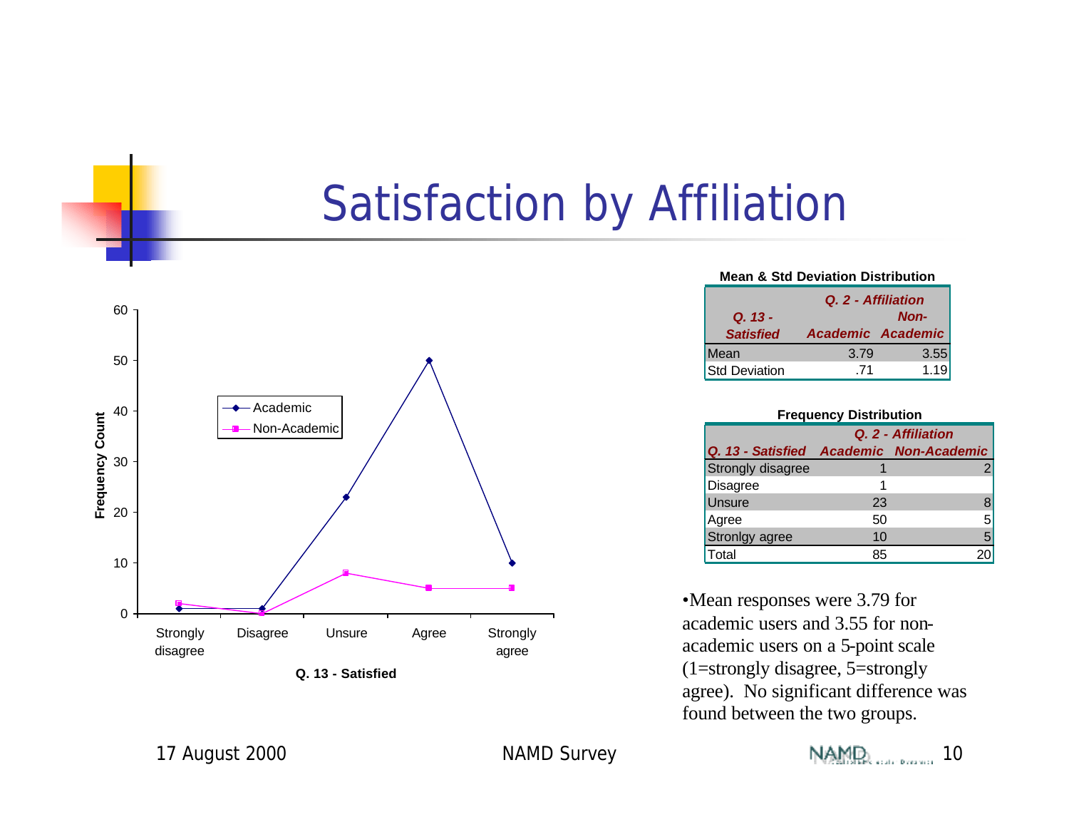# Satisfaction by Affiliation

**Mean & Std Deviation Distribution**

| Q. 13 - Satisfied | Q. 2 - Affiliation Academic | Non-Academic |
|---|---|---|
| Mean | 3.79 | 3.55 |
| Std Deviation | .71 | 1.19 |

**Frequency Distribution**

| Q. 13 - Satisfied | Q. 2 - Affiliation Academic | Non-Academic |
|---|---|---|
| Strongly disagree | 1 | 2 |
| Disagree | 1 | |
| Unsure | 23 | 8 |
| Agree | 50 | 5 |
| Stronlgy agree | 10 | 5 |
| Total | 85 | 20 |

- Mean responses were 3.79 for academic users and 3.55 for non-academic users on a 5-point scale (1=strongly disagree, 5=strongly agree). No significant difference was found between the two groups.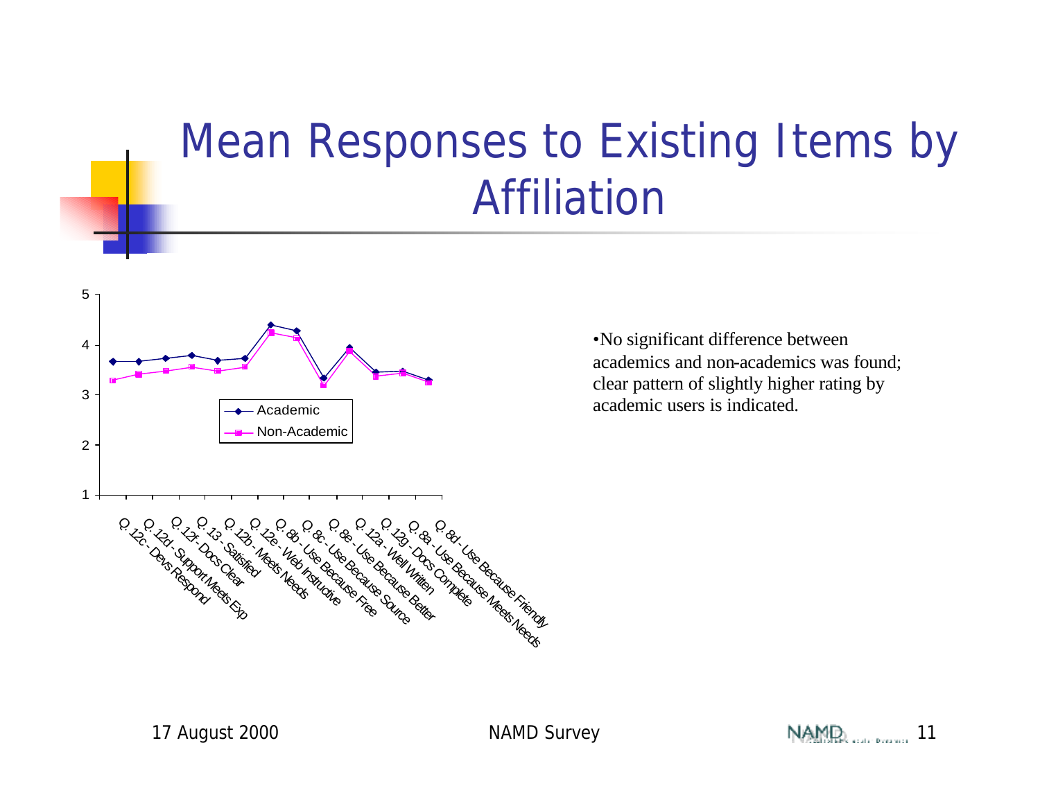# Mean Responses to Existing Items by Affiliation

- No significant difference between academics and non-academics was found; clear pattern of slightly higher rating by academic users is indicated.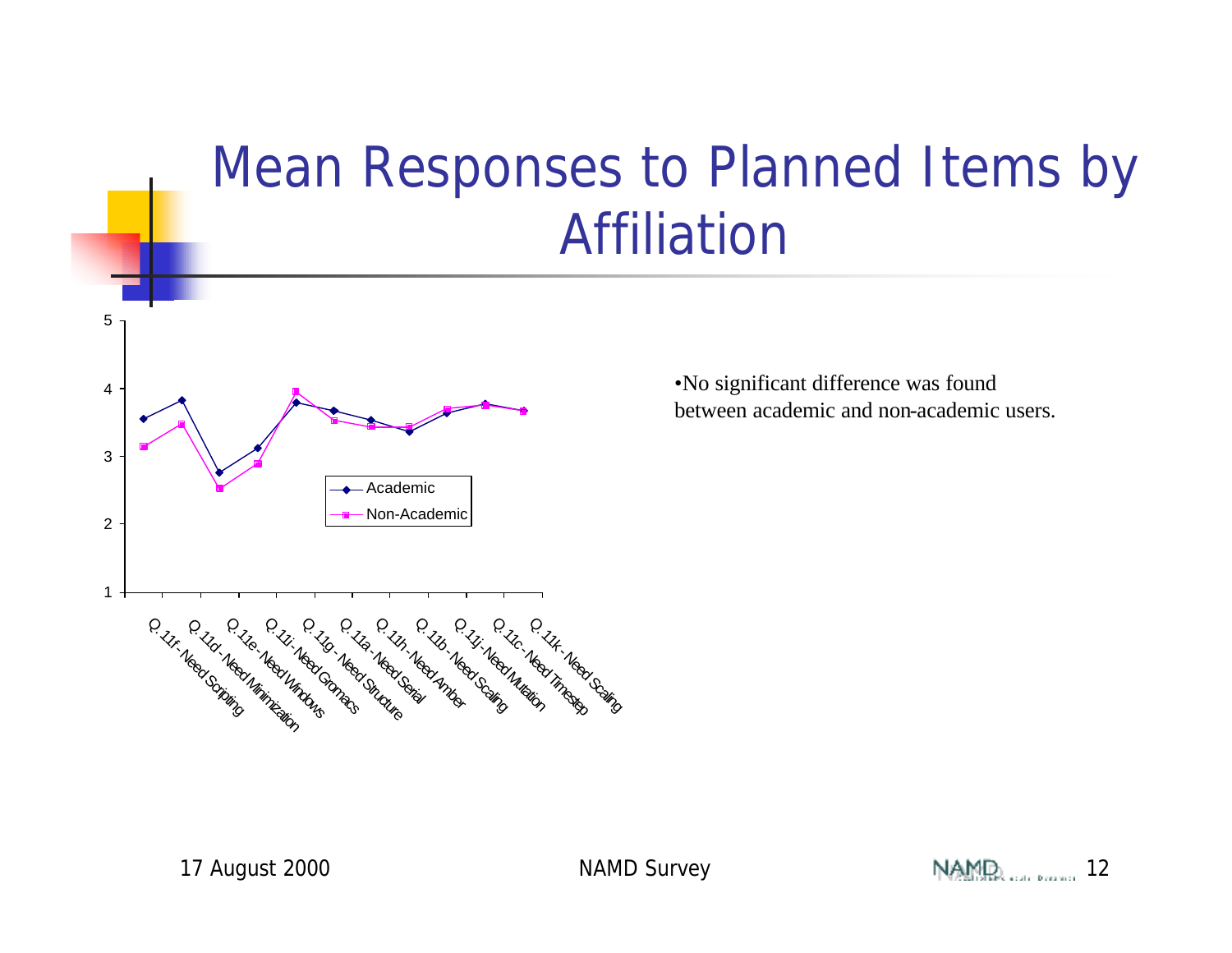# Mean Responses to Planned Items by Affiliation

- No significant difference was found between academic and non-academic users.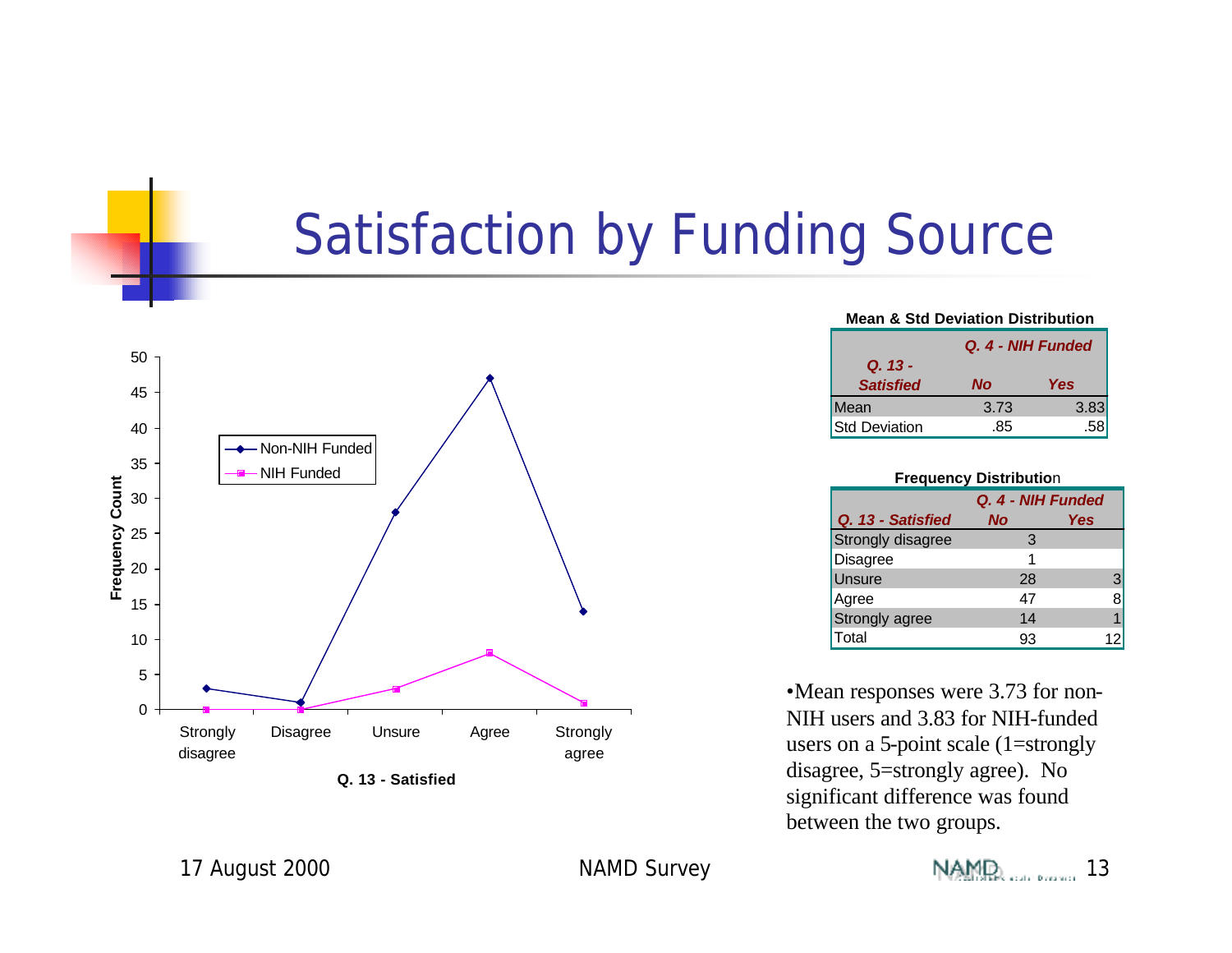# Satisfaction by Funding Source

**Mean & Std Deviation Distribution**

| *Q. 13 - Satisfied* | *Q. 4 - NIH Funded* No | Yes |
|---|---|---|
| Mean | 3.73 | 3.83 |
| Std Deviation | .85 | .58 |

**Frequency Distribution**

| *Q. 13 - Satisfied* | *Q. 4 - NIH Funded* No | Yes |
|---|---|---|
| Strongly disagree | 3 | |
| Disagree | 1 | |
| Unsure | 28 | 3 |
| Agree | 47 | 8 |
| Strongly agree | 14 | 1 |
| Total | 93 | 12 |

- Mean responses were 3.73 for non-NIH users and 3.83 for NIH-funded users on a 5-point scale (1=strongly disagree, 5=strongly agree). No significant difference was found between the two groups.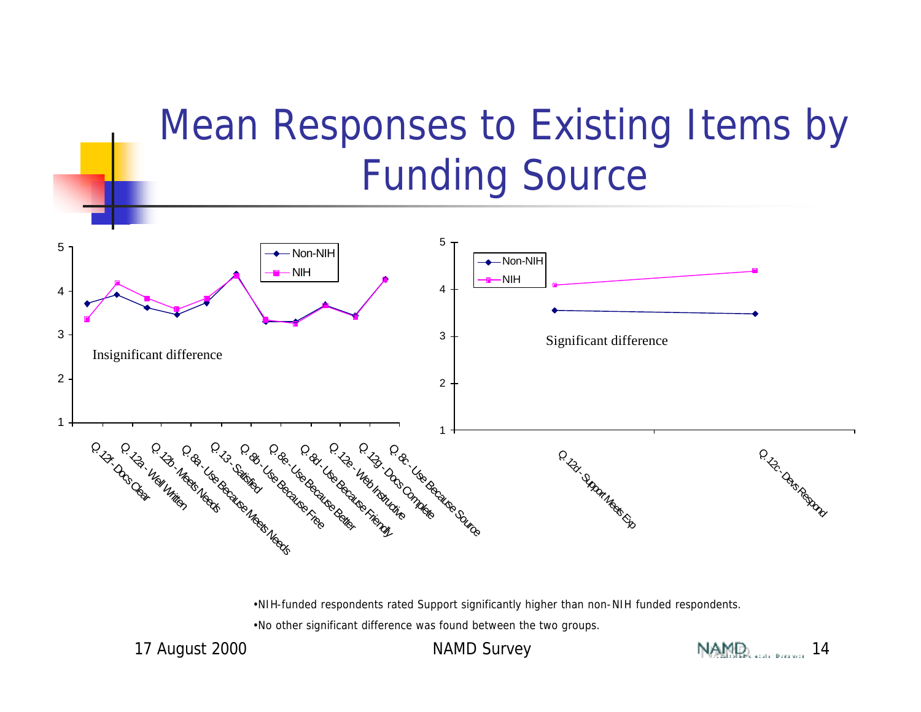# Mean Responses to Existing Items by Funding Source

•NIH-funded respondents rated Support significantly higher than non-NIH funded respondents.

•No other significant difference was found between the two groups.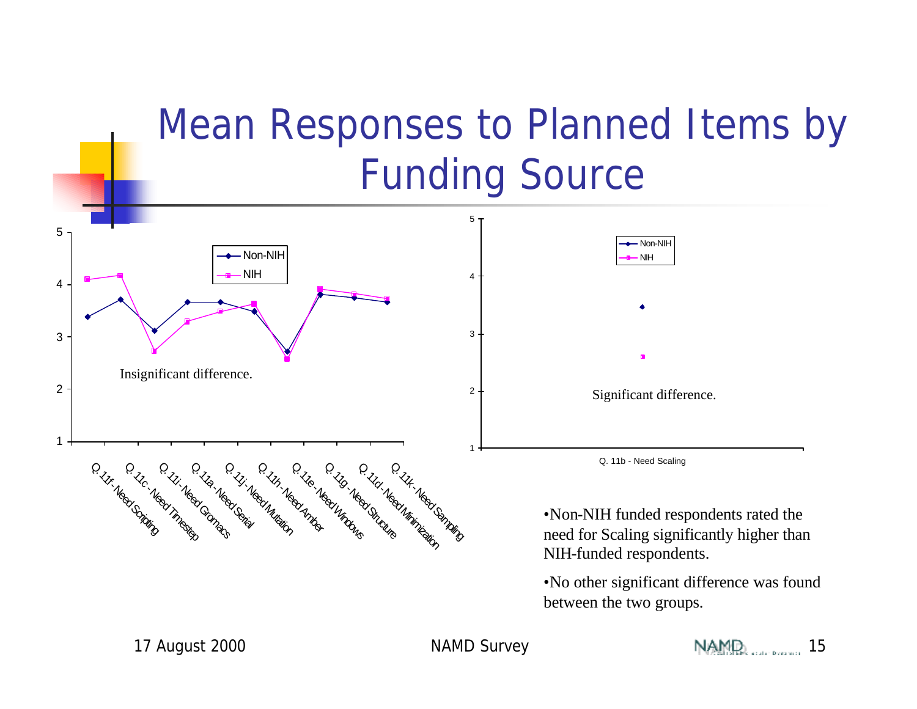# Mean Responses to Planned Items by Funding Source

Insignificant difference.

Significant difference.

- Non-NIH funded respondents rated the need for Scaling significantly higher than NIH-funded respondents.
- No other significant difference was found between the two groups.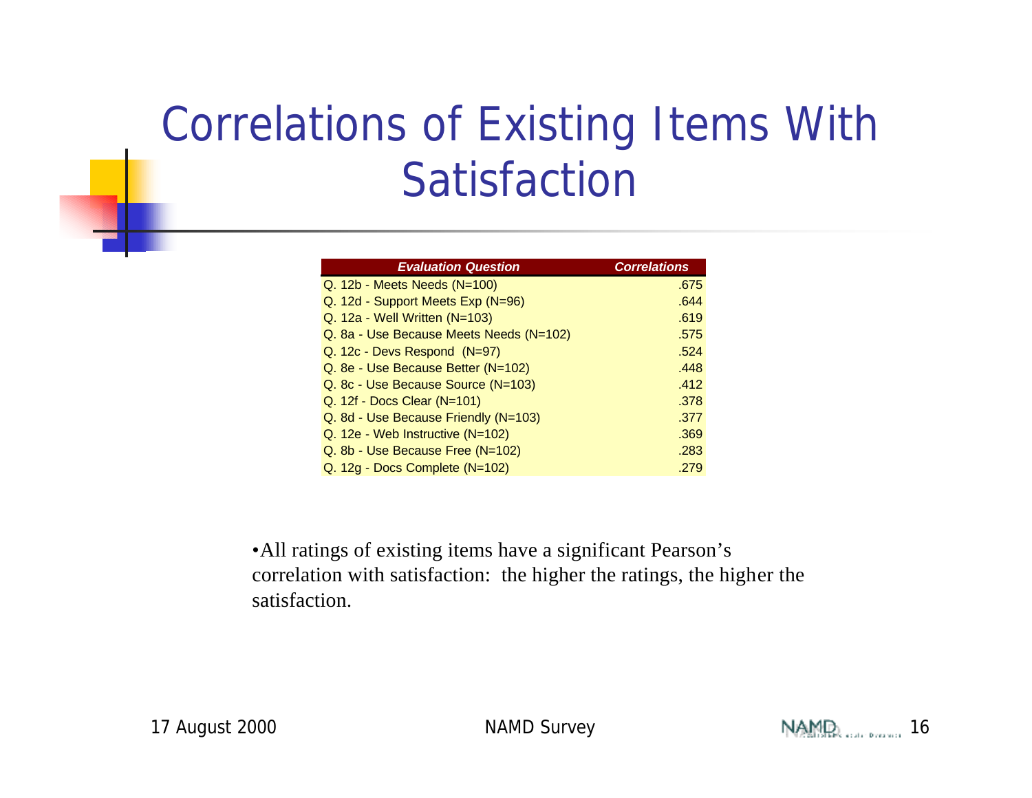# Correlations of Existing Items With Satisfaction

| *Evaluation Question* | *Correlations* |
|---|---|
| Q. 12b - Meets Needs (N=100) | .675 |
| Q. 12d - Support Meets Exp (N=96) | .644 |
| Q. 12a - Well Written (N=103) | .619 |
| Q. 8a - Use Because Meets Needs (N=102) | .575 |
| Q. 12c - Devs Respond (N=97) | .524 |
| Q. 8e - Use Because Better (N=102) | .448 |
| Q. 8c - Use Because Source (N=103) | .412 |
| Q. 12f - Docs Clear (N=101) | .378 |
| Q. 8d - Use Because Friendly (N=103) | .377 |
| Q. 12e - Web Instructive (N=102) | .369 |
| Q. 8b - Use Because Free (N=102) | .283 |
| Q. 12g - Docs Complete (N=102) | .279 |

- All ratings of existing items have a significant Pearson's correlation with satisfaction: the higher the ratings, the higher the satisfaction.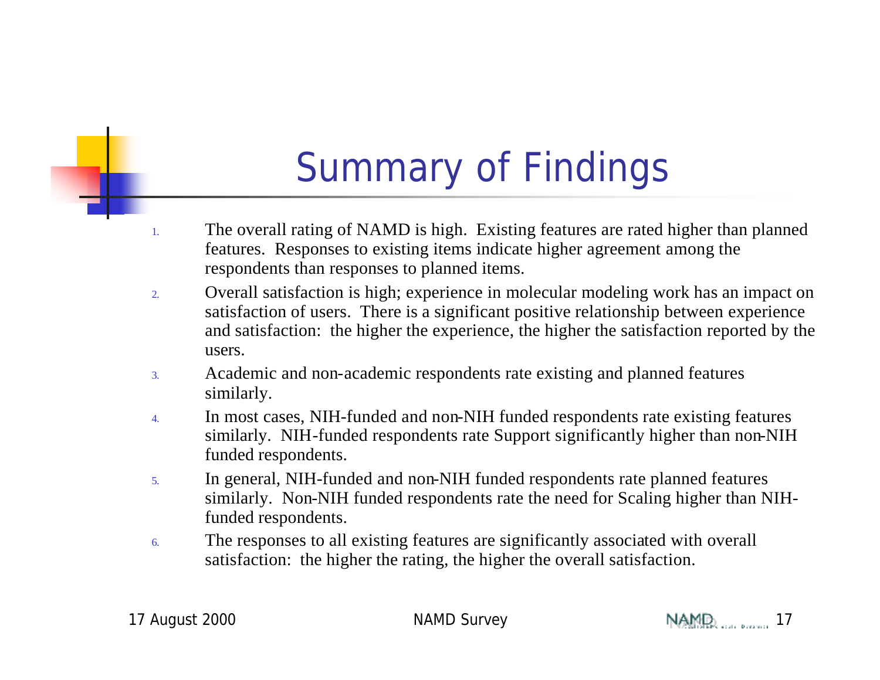# Summary of Findings

1. The overall rating of NAMD is high. Existing features are rated higher than planned features. Responses to existing items indicate higher agreement among the respondents than responses to planned items.
2. Overall satisfaction is high; experience in molecular modeling work has an impact on satisfaction of users. There is a significant positive relationship between experience and satisfaction: the higher the experience, the higher the satisfaction reported by the users.
3. Academic and non-academic respondents rate existing and planned features similarly.
4. In most cases, NIH-funded and non-NIH funded respondents rate existing features similarly. NIH-funded respondents rate Support significantly higher than non-NIH funded respondents.
5. In general, NIH-funded and non-NIH funded respondents rate planned features similarly. Non-NIH funded respondents rate the need for Scaling higher than NIH-funded respondents.
6. The responses to all existing features are significantly associated with overall satisfaction: the higher the rating, the higher the overall satisfaction.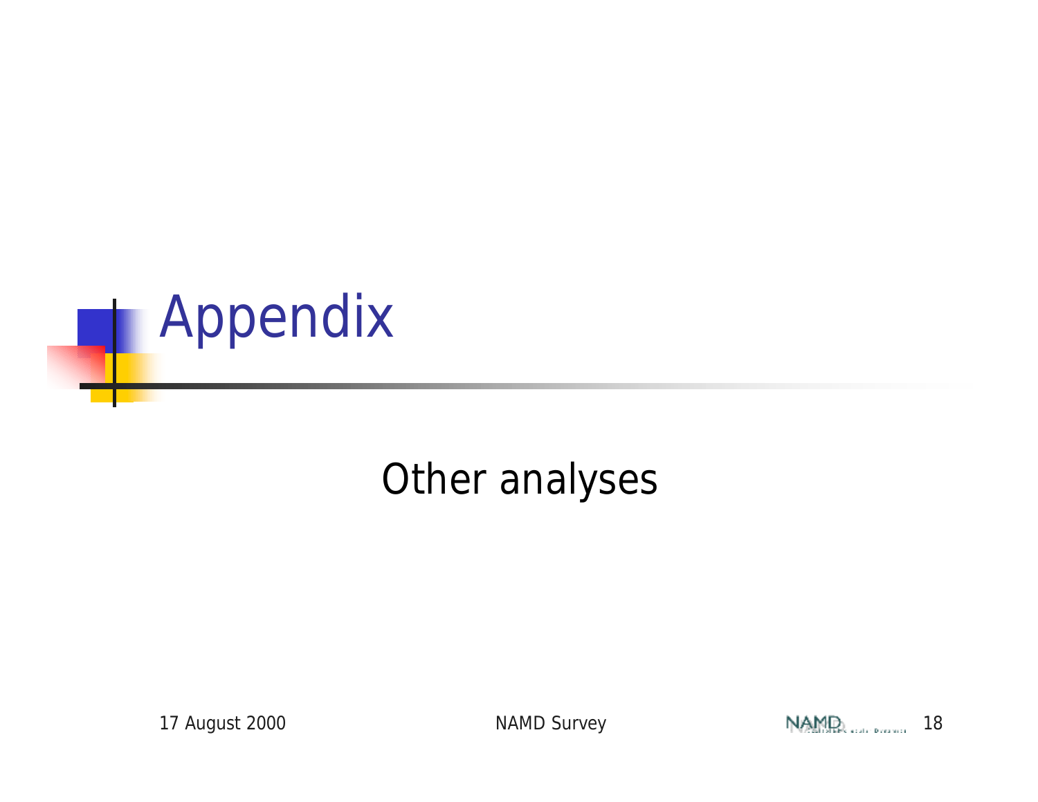# Appendix

Other analyses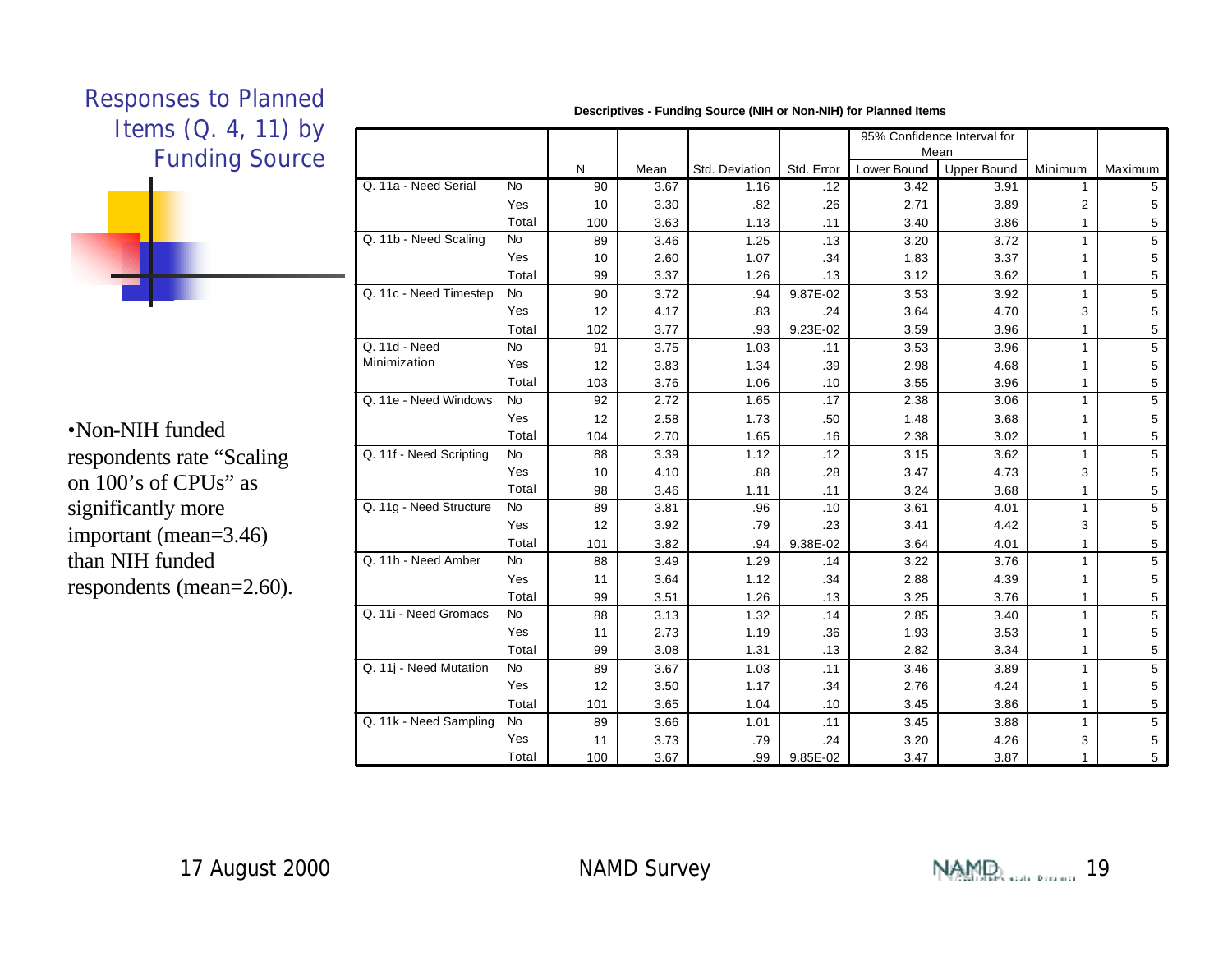# Responses to Planned Items (Q. 4, 11) by Funding Source

- Non-NIH funded respondents rate "Scaling on 100's of CPUs" as significantly more important (mean=3.46) than NIH funded respondents (mean=2.60).

**Descriptives - Funding Source (NIH or Non-NIH) for Planned Items**

| | | N | Mean | Std. Deviation | Std. Error | 95% Confidence Interval for Mean | | Minimum | Maximum |
|---|---|---|---|---|---|---|---|---|---|
| | | | | | | Lower Bound | Upper Bound | | |
| Q. 11a - Need Serial | No | 90 | 3.67 | 1.16 | .12 | 3.42 | 3.91 | 1 | 5 |
| | Yes | 10 | 3.30 | .82 | .26 | 2.71 | 3.89 | 2 | 5 |
| | Total | 100 | 3.63 | 1.13 | .11 | 3.40 | 3.86 | 1 | 5 |
| Q. 11b - Need Scaling | No | 89 | 3.46 | 1.25 | .13 | 3.20 | 3.72 | 1 | 5 |
| | Yes | 10 | 2.60 | 1.07 | .34 | 1.83 | 3.37 | 1 | 5 |
| | Total | 99 | 3.37 | 1.26 | .13 | 3.12 | 3.62 | 1 | 5 |
| Q. 11c - Need Timestep | No | 90 | 3.72 | .94 | 9.87E-02 | 3.53 | 3.92 | 1 | 5 |
| | Yes | 12 | 4.17 | .83 | .24 | 3.64 | 4.70 | 3 | 5 |
| | Total | 102 | 3.77 | .93 | 9.23E-02 | 3.59 | 3.96 | 1 | 5 |
| Q. 11d - Need Minimization | No | 91 | 3.75 | 1.03 | .11 | 3.53 | 3.96 | 1 | 5 |
| | Yes | 12 | 3.83 | 1.34 | .39 | 2.98 | 4.68 | 1 | 5 |
| | Total | 103 | 3.76 | 1.06 | .10 | 3.55 | 3.96 | 1 | 5 |
| Q. 11e - Need Windows | No | 92 | 2.72 | 1.65 | .17 | 2.38 | 3.06 | 1 | 5 |
| | Yes | 12 | 2.58 | 1.73 | .50 | 1.48 | 3.68 | 1 | 5 |
| | Total | 104 | 2.70 | 1.65 | .16 | 2.38 | 3.02 | 1 | 5 |
| Q. 11f - Need Scripting | No | 88 | 3.39 | 1.12 | .12 | 3.15 | 3.62 | 1 | 5 |
| | Yes | 10 | 4.10 | .88 | .28 | 3.47 | 4.73 | 3 | 5 |
| | Total | 98 | 3.46 | 1.11 | .11 | 3.24 | 3.68 | 1 | 5 |
| Q. 11g - Need Structure | No | 89 | 3.81 | .96 | .10 | 3.61 | 4.01 | 1 | 5 |
| | Yes | 12 | 3.92 | .79 | .23 | 3.41 | 4.42 | 3 | 5 |
| | Total | 101 | 3.82 | .94 | 9.38E-02 | 3.64 | 4.01 | 1 | 5 |
| Q. 11h - Need Amber | No | 88 | 3.49 | 1.29 | .14 | 3.22 | 3.76 | 1 | 5 |
| | Yes | 11 | 3.64 | 1.12 | .34 | 2.88 | 4.39 | 1 | 5 |
| | Total | 99 | 3.51 | 1.26 | .13 | 3.25 | 3.76 | 1 | 5 |
| Q. 11i - Need Gromacs | No | 88 | 3.13 | 1.32 | .14 | 2.85 | 3.40 | 1 | 5 |
| | Yes | 11 | 2.73 | 1.19 | .36 | 1.93 | 3.53 | 1 | 5 |
| | Total | 99 | 3.08 | 1.31 | .13 | 2.82 | 3.34 | 1 | 5 |
| Q. 11j - Need Mutation | No | 89 | 3.67 | 1.03 | .11 | 3.46 | 3.89 | 1 | 5 |
| | Yes | 12 | 3.50 | 1.17 | .34 | 2.76 | 4.24 | 1 | 5 |
| | Total | 101 | 3.65 | 1.04 | .10 | 3.45 | 3.86 | 1 | 5 |
| Q. 11k - Need Sampling | No | 89 | 3.66 | 1.01 | .11 | 3.45 | 3.88 | 1 | 5 |
| | Yes | 11 | 3.73 | .79 | .24 | 3.20 | 4.26 | 3 | 5 |
| | Total | 100 | 3.67 | .99 | 9.85E-02 | 3.47 | 3.87 | 1 | 5 |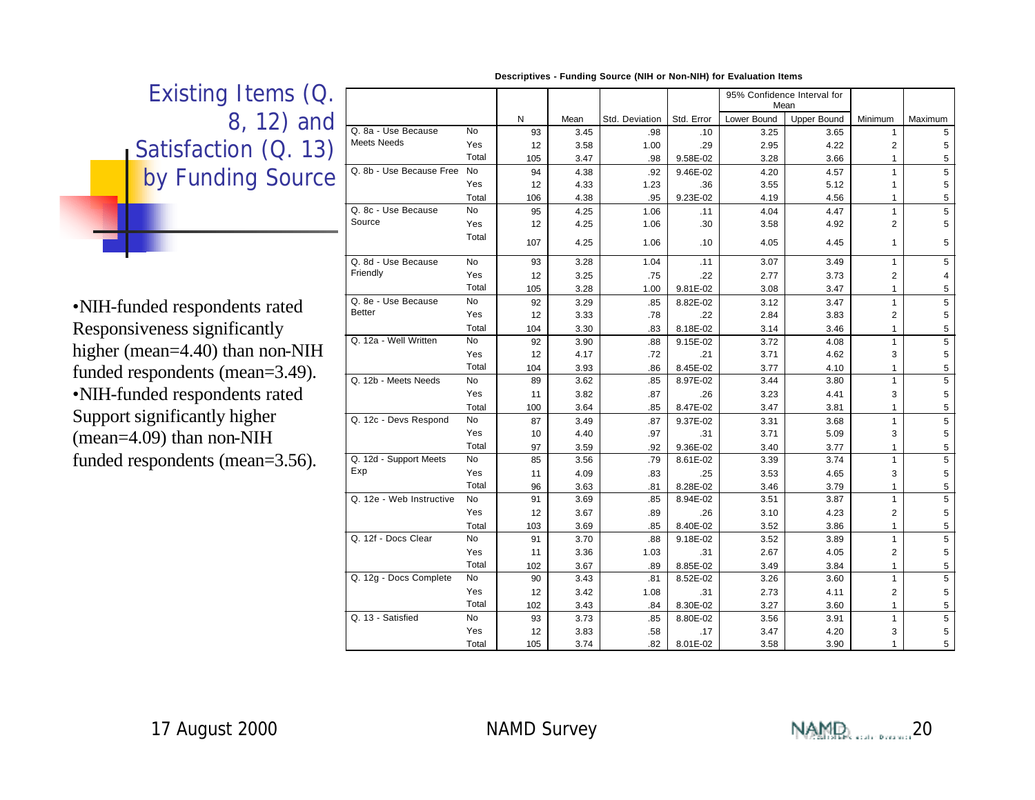# Existing Items (Q. 8, 12) and Satisfaction (Q. 13) by Funding Source

- NIH-funded respondents rated Responsiveness significantly higher (mean=4.40) than non-NIH funded respondents (mean=3.49).
- NIH-funded respondents rated Support significantly higher (mean=4.09) than non-NIH funded respondents (mean=3.56).

**Descriptives - Funding Source (NIH or Non-NIH) for Evaluation Items**

| | | N | Mean | Std. Deviation | Std. Error | 95% Confidence Interval for Mean | | Minimum | Maximum |
|---|---|---|---|---|---|---|---|---|---|
| | | | | | | Lower Bound | Upper Bound | | |
| Q. 8a - Use Because Meets Needs | No | 93 | 3.45 | .98 | .10 | 3.25 | 3.65 | 1 | 5 |
| | Yes | 12 | 3.58 | 1.00 | .29 | 2.95 | 4.22 | 2 | 5 |
| | Total | 105 | 3.47 | .98 | 9.58E-02 | 3.28 | 3.66 | 1 | 5 |
| Q. 8b - Use Because Free | No | 94 | 4.38 | .92 | 9.46E-02 | 4.20 | 4.57 | 1 | 5 |
| | Yes | 12 | 4.33 | 1.23 | .36 | 3.55 | 5.12 | 1 | 5 |
| | Total | 106 | 4.38 | .95 | 9.23E-02 | 4.19 | 4.56 | 1 | 5 |
| Q. 8c - Use Because Source | No | 95 | 4.25 | 1.06 | .11 | 4.04 | 4.47 | 1 | 5 |
| | Yes | 12 | 4.25 | 1.06 | .30 | 3.58 | 4.92 | 2 | 5 |
| | Total | 107 | 4.25 | 1.06 | .10 | 4.05 | 4.45 | 1 | 5 |
| Q. 8d - Use Because Friendly | No | 93 | 3.28 | 1.04 | .11 | 3.07 | 3.49 | 1 | 5 |
| | Yes | 12 | 3.25 | .75 | .22 | 2.77 | 3.73 | 2 | 4 |
| | Total | 105 | 3.28 | 1.00 | 9.81E-02 | 3.08 | 3.47 | 1 | 5 |
| Q. 8e - Use Because Better | No | 92 | 3.29 | .85 | 8.82E-02 | 3.12 | 3.47 | 1 | 5 |
| | Yes | 12 | 3.33 | .78 | .22 | 2.84 | 3.83 | 2 | 5 |
| | Total | 104 | 3.30 | .83 | 8.18E-02 | 3.14 | 3.46 | 1 | 5 |
| Q. 12a - Well Written | No | 92 | 3.90 | .88 | 9.15E-02 | 3.72 | 4.08 | 1 | 5 |
| | Yes | 12 | 4.17 | .72 | .21 | 3.71 | 4.62 | 3 | 5 |
| | Total | 104 | 3.93 | .86 | 8.45E-02 | 3.77 | 4.10 | 1 | 5 |
| Q. 12b - Meets Needs | No | 89 | 3.62 | .85 | 8.97E-02 | 3.44 | 3.80 | 1 | 5 |
| | Yes | 11 | 3.82 | .87 | .26 | 3.23 | 4.41 | 3 | 5 |
| | Total | 100 | 3.64 | .85 | 8.47E-02 | 3.47 | 3.81 | 1 | 5 |
| Q. 12c - Devs Respond | No | 87 | 3.49 | .87 | 9.37E-02 | 3.31 | 3.68 | 1 | 5 |
| | Yes | 10 | 4.40 | .97 | .31 | 3.71 | 5.09 | 3 | 5 |
| | Total | 97 | 3.59 | .92 | 9.36E-02 | 3.40 | 3.77 | 1 | 5 |
| Q. 12d - Support Meets Exp | No | 85 | 3.56 | .79 | 8.61E-02 | 3.39 | 3.74 | 1 | 5 |
| | Yes | 11 | 4.09 | .83 | .25 | 3.53 | 4.65 | 3 | 5 |
| | Total | 96 | 3.63 | .81 | 8.28E-02 | 3.46 | 3.79 | 1 | 5 |
| Q. 12e - Web Instructive | No | 91 | 3.69 | .85 | 8.94E-02 | 3.51 | 3.87 | 1 | 5 |
| | Yes | 12 | 3.67 | .89 | .26 | 3.10 | 4.23 | 2 | 5 |
| | Total | 103 | 3.69 | .85 | 8.40E-02 | 3.52 | 3.86 | 1 | 5 |
| Q. 12f - Docs Clear | No | 91 | 3.70 | .88 | 9.18E-02 | 3.52 | 3.89 | 1 | 5 |
| | Yes | 11 | 3.36 | 1.03 | .31 | 2.67 | 4.05 | 2 | 5 |
| | Total | 102 | 3.67 | .89 | 8.85E-02 | 3.49 | 3.84 | 1 | 5 |
| Q. 12g - Docs Complete | No | 90 | 3.43 | .81 | 8.52E-02 | 3.26 | 3.60 | 1 | 5 |
| | Yes | 12 | 3.42 | 1.08 | .31 | 2.73 | 4.11 | 2 | 5 |
| | Total | 102 | 3.43 | .84 | 8.30E-02 | 3.27 | 3.60 | 1 | 5 |
| Q. 13 - Satisfied | No | 93 | 3.73 | .85 | 8.80E-02 | 3.56 | 3.91 | 1 | 5 |
| | Yes | 12 | 3.83 | .58 | .17 | 3.47 | 4.20 | 3 | 5 |
| | Total | 105 | 3.74 | .82 | 8.01E-02 | 3.58 | 3.90 | 1 | 5 |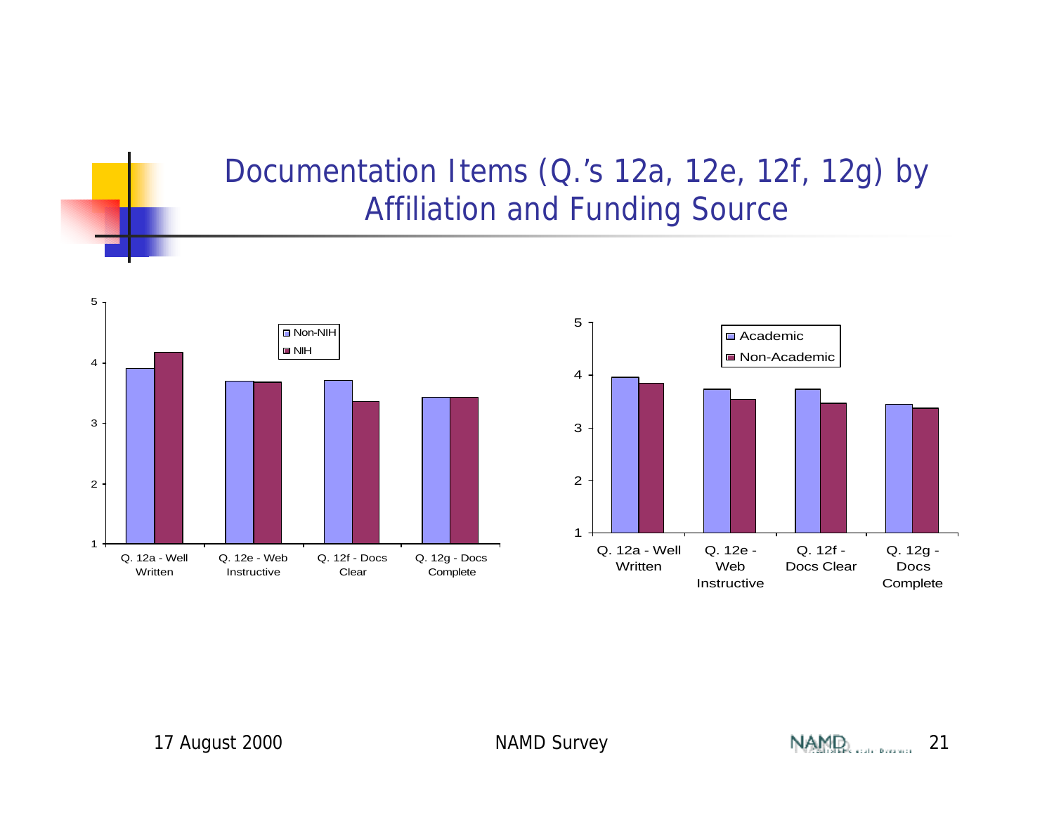# Documentation Items (Q.'s 12a, 12e, 12f, 12g) by Affiliation and Funding Source

| | Non-NIH | NIH |
|---|---|---|
| Q. 12a - Well Written | | |
| Q. 12e - Web Instructive | | |
| Q. 12f - Docs Clear | | |
| Q. 12g - Docs Complete | | |

| | Academic | Non-Academic |
|---|---|---|
| Q. 12a - Well Written | | |
| Q. 12e - Web Instructive | | |
| Q. 12f - Docs Clear | | |
| Q. 12g - Docs Complete | | |

17 August 2000 — NAMD Survey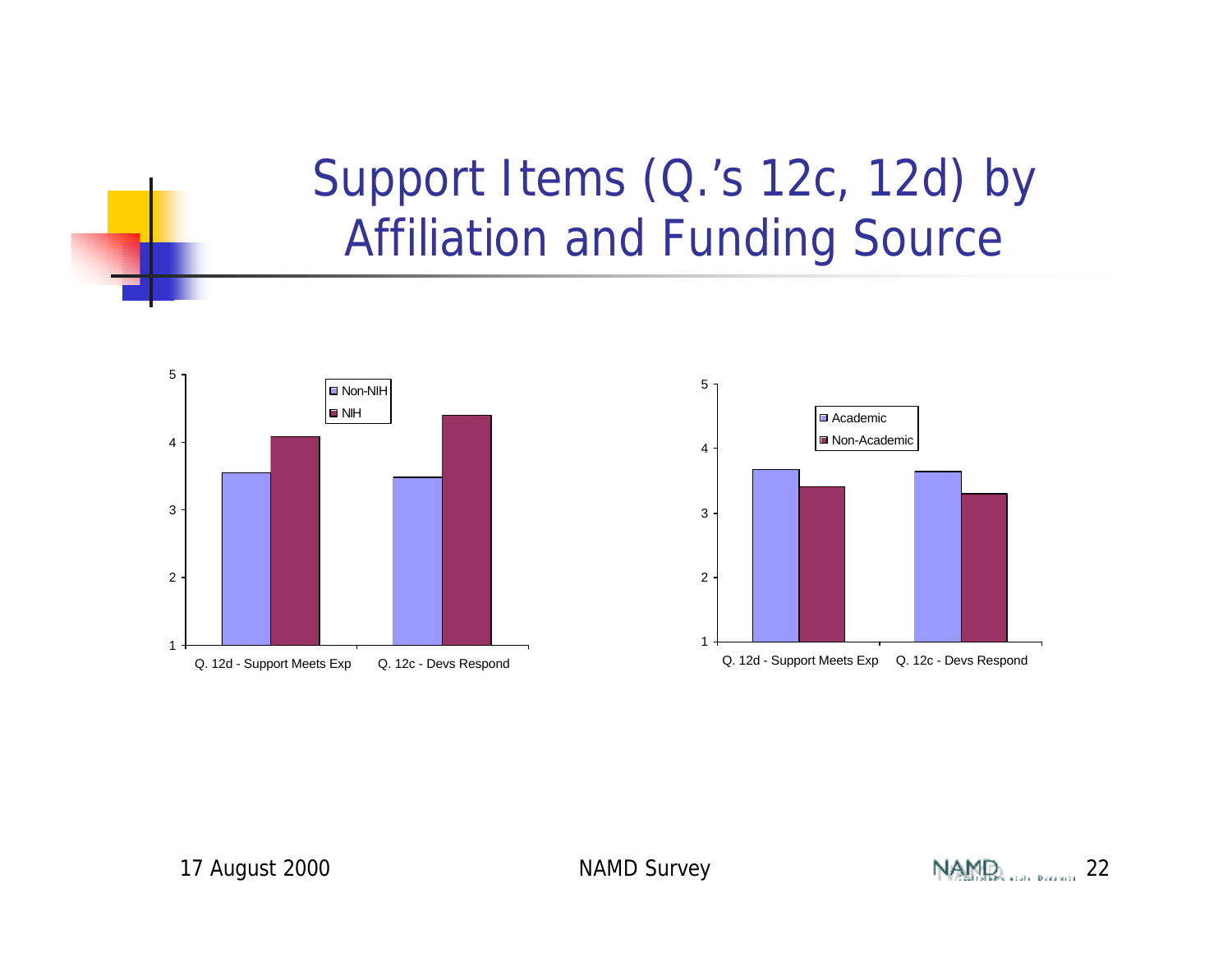# Support Items (Q.'s 12c, 12d) by Affiliation and Funding Source

| | Non-NIH | NIH |
|---|---|---|
| Q. 12d - Support Meets Exp | 3.55 | 4.08 |
| Q. 12c - Devs Respond | 3.48 | 4.4 |

| | Academic | Non-Academic |
|---|---|---|
| Q. 12d - Support Meets Exp | 3.67 | 3.4 |
| Q. 12c - Devs Respond | 3.64 | 3.3 |

17 August 2000 NAMD Survey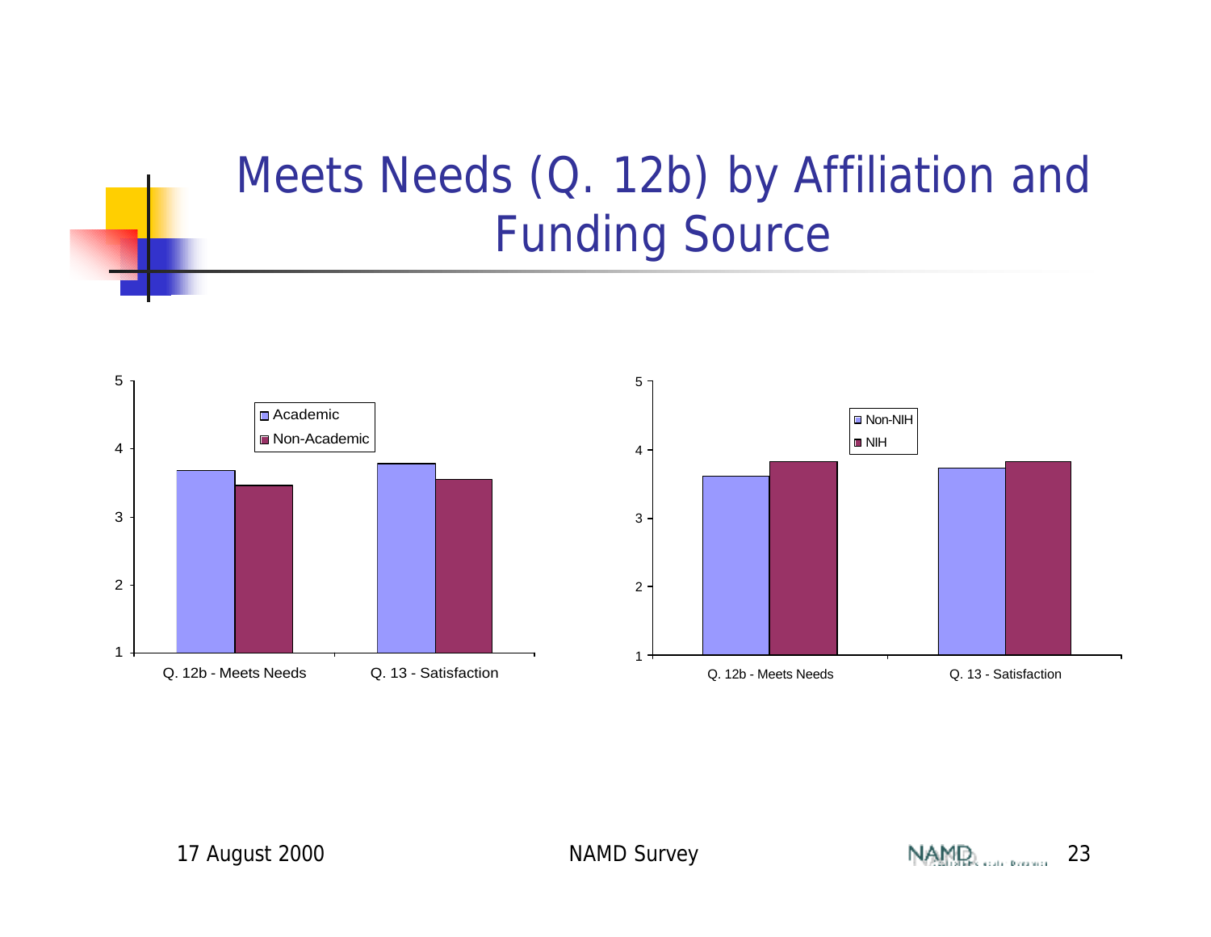# Meets Needs (Q. 12b) by Affiliation and Funding Source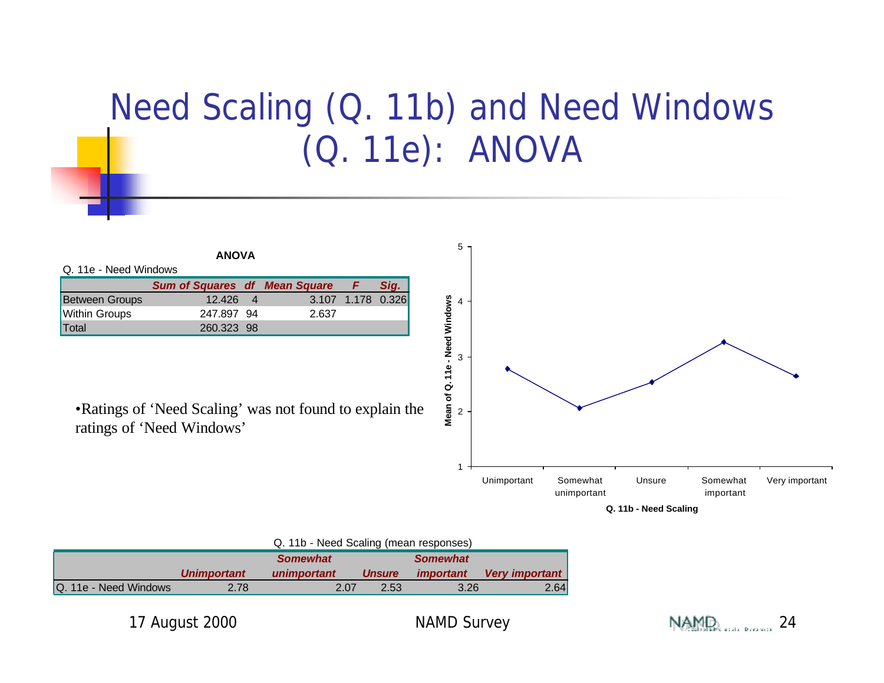# Need Scaling (Q. 11b) and Need Windows (Q. 11e): ANOVA

**ANOVA**

Q. 11e - Need Windows

| | *Sum of Squares* | *df* | *Mean Square* | *F* | *Sig.* |
|---|---|---|---|---|---|
| Between Groups | 12.426 | 4 | 3.107 | 1.178 | 0.326 |
| Within Groups | 247.897 | 94 | 2.637 | | |
| Total | 260.323 | 98 | | | |

- Ratings of 'Need Scaling' was not found to explain the ratings of 'Need Windows'

Q. 11b - Need Scaling (mean responses)

| | *Unimportant* | *Somewhat unimportant* | *Unsure* | *Somewhat important* | *Very important* |
|---|---|---|---|---|---|
| Q. 11e - Need Windows | 2.78 | 2.07 | 2.53 | 3.26 | 2.64 |

17 August 2000 NAMD Survey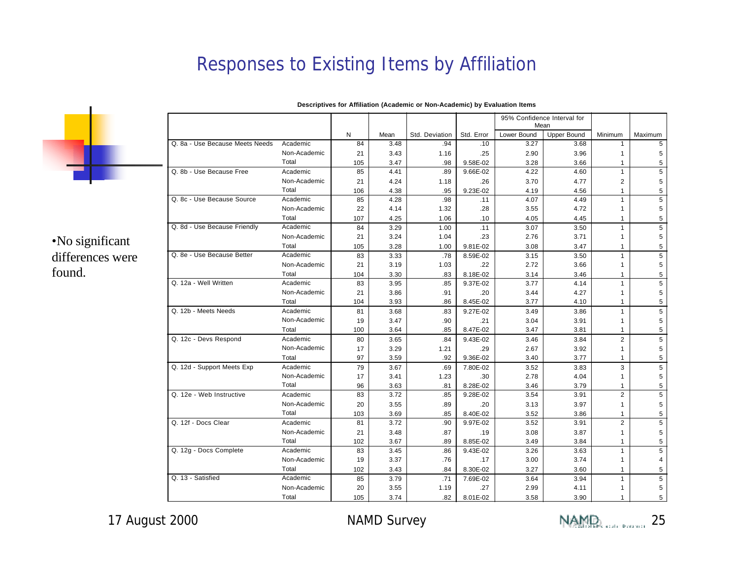# Responses to Existing Items by Affiliation

•No significant differences were found.

**Descriptives for Affiliation (Academic or Non-Academic) by Evaluation Items**

| | | N | Mean | Std. Deviation | Std. Error | 95% Confidence Interval for Mean | | Minimum | Maximum |
|---|---|---|---|---|---|---|---|---|---|
| | | | | | | Lower Bound | Upper Bound | | |
| Q. 8a - Use Because Meets Needs | Academic | 84 | 3.48 | .94 | .10 | 3.27 | 3.68 | 1 | 5 |
| | Non-Academic | 21 | 3.43 | 1.16 | .25 | 2.90 | 3.96 | 1 | 5 |
| | Total | 105 | 3.47 | .98 | 9.58E-02 | 3.28 | 3.66 | 1 | 5 |
| Q. 8b - Use Because Free | Academic | 85 | 4.41 | .89 | 9.66E-02 | 4.22 | 4.60 | 1 | 5 |
| | Non-Academic | 21 | 4.24 | 1.18 | .26 | 3.70 | 4.77 | 2 | 5 |
| | Total | 106 | 4.38 | .95 | 9.23E-02 | 4.19 | 4.56 | 1 | 5 |
| Q. 8c - Use Because Source | Academic | 85 | 4.28 | .98 | .11 | 4.07 | 4.49 | 1 | 5 |
| | Non-Academic | 22 | 4.14 | 1.32 | .28 | 3.55 | 4.72 | 1 | 5 |
| | Total | 107 | 4.25 | 1.06 | .10 | 4.05 | 4.45 | 1 | 5 |
| Q. 8d - Use Because Friendly | Academic | 84 | 3.29 | 1.00 | .11 | 3.07 | 3.50 | 1 | 5 |
| | Non-Academic | 21 | 3.24 | 1.04 | .23 | 2.76 | 3.71 | 1 | 5 |
| | Total | 105 | 3.28 | 1.00 | 9.81E-02 | 3.08 | 3.47 | 1 | 5 |
| Q. 8e - Use Because Better | Academic | 83 | 3.33 | .78 | 8.59E-02 | 3.15 | 3.50 | 1 | 5 |
| | Non-Academic | 21 | 3.19 | 1.03 | .22 | 2.72 | 3.66 | 1 | 5 |
| | Total | 104 | 3.30 | .83 | 8.18E-02 | 3.14 | 3.46 | 1 | 5 |
| Q. 12a - Well Written | Academic | 83 | 3.95 | .85 | 9.37E-02 | 3.77 | 4.14 | 1 | 5 |
| | Non-Academic | 21 | 3.86 | .91 | .20 | 3.44 | 4.27 | 1 | 5 |
| | Total | 104 | 3.93 | .86 | 8.45E-02 | 3.77 | 4.10 | 1 | 5 |
| Q. 12b - Meets Needs | Academic | 81 | 3.68 | .83 | 9.27E-02 | 3.49 | 3.86 | 1 | 5 |
| | Non-Academic | 19 | 3.47 | .90 | .21 | 3.04 | 3.91 | 1 | 5 |
| | Total | 100 | 3.64 | .85 | 8.47E-02 | 3.47 | 3.81 | 1 | 5 |
| Q. 12c - Devs Respond | Academic | 80 | 3.65 | .84 | 9.43E-02 | 3.46 | 3.84 | 2 | 5 |
| | Non-Academic | 17 | 3.29 | 1.21 | .29 | 2.67 | 3.92 | 1 | 5 |
| | Total | 97 | 3.59 | .92 | 9.36E-02 | 3.40 | 3.77 | 1 | 5 |
| Q. 12d - Support Meets Exp | Academic | 79 | 3.67 | .69 | 7.80E-02 | 3.52 | 3.83 | 3 | 5 |
| | Non-Academic | 17 | 3.41 | 1.23 | .30 | 2.78 | 4.04 | 1 | 5 |
| | Total | 96 | 3.63 | .81 | 8.28E-02 | 3.46 | 3.79 | 1 | 5 |
| Q. 12e - Web Instructive | Academic | 83 | 3.72 | .85 | 9.28E-02 | 3.54 | 3.91 | 2 | 5 |
| | Non-Academic | 20 | 3.55 | .89 | .20 | 3.13 | 3.97 | 1 | 5 |
| | Total | 103 | 3.69 | .85 | 8.40E-02 | 3.52 | 3.86 | 1 | 5 |
| Q. 12f - Docs Clear | Academic | 81 | 3.72 | .90 | 9.97E-02 | 3.52 | 3.91 | 2 | 5 |
| | Non-Academic | 21 | 3.48 | .87 | .19 | 3.08 | 3.87 | 1 | 5 |
| | Total | 102 | 3.67 | .89 | 8.85E-02 | 3.49 | 3.84 | 1 | 5 |
| Q. 12g - Docs Complete | Academic | 83 | 3.45 | .86 | 9.43E-02 | 3.26 | 3.63 | 1 | 5 |
| | Non-Academic | 19 | 3.37 | .76 | .17 | 3.00 | 3.74 | 1 | 4 |
| | Total | 102 | 3.43 | .84 | 8.30E-02 | 3.27 | 3.60 | 1 | 5 |
| Q. 13 - Satisfied | Academic | 85 | 3.79 | .71 | 7.69E-02 | 3.64 | 3.94 | 1 | 5 |
| | Non-Academic | 20 | 3.55 | 1.19 | .27 | 2.99 | 4.11 | 1 | 5 |
| | Total | 105 | 3.74 | .82 | 8.01E-02 | 3.58 | 3.90 | 1 | 5 |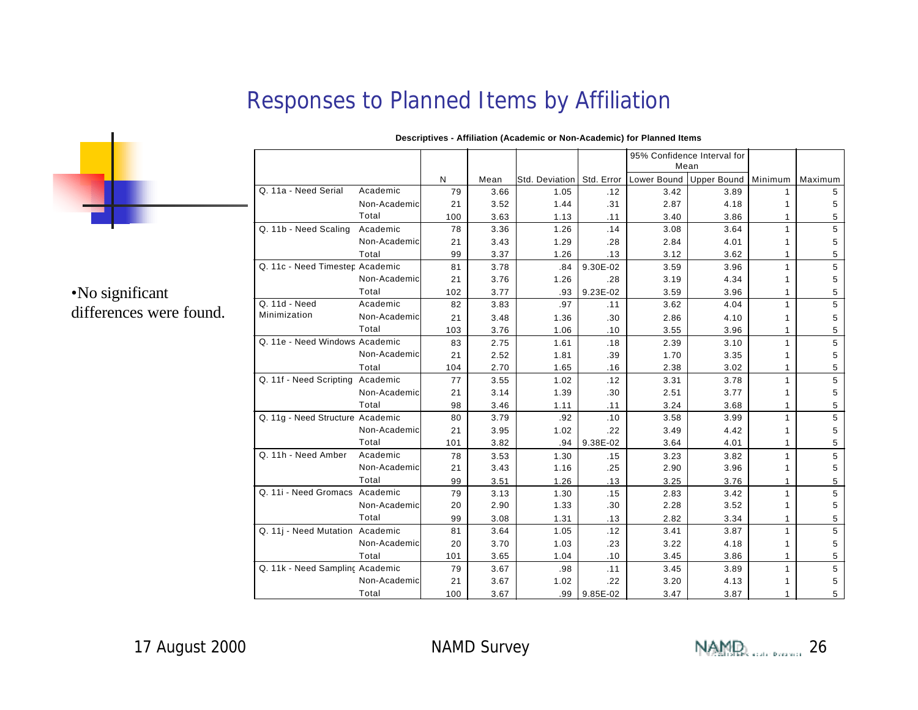# Responses to Planned Items by Affiliation

•No significant differences were found.

**Descriptives - Affiliation (Academic or Non-Academic) for Planned Items**

| | | N | Mean | Std. Deviation | Std. Error | 95% Confidence Interval for Mean | | Minimum | Maximum |
|---|---|---|---|---|---|---|---|---|---|
| | | | | | | Lower Bound | Upper Bound | | |
| Q. 11a - Need Serial | Academic | 79 | 3.66 | 1.05 | .12 | 3.42 | 3.89 | 1 | 5 |
| | Non-Academic | 21 | 3.52 | 1.44 | .31 | 2.87 | 4.18 | 1 | 5 |
| | Total | 100 | 3.63 | 1.13 | .11 | 3.40 | 3.86 | 1 | 5 |
| Q. 11b - Need Scaling | Academic | 78 | 3.36 | 1.26 | .14 | 3.08 | 3.64 | 1 | 5 |
| | Non-Academic | 21 | 3.43 | 1.29 | .28 | 2.84 | 4.01 | 1 | 5 |
| | Total | 99 | 3.37 | 1.26 | .13 | 3.12 | 3.62 | 1 | 5 |
| Q. 11c - Need Timestep | Academic | 81 | 3.78 | .84 | 9.30E-02 | 3.59 | 3.96 | 1 | 5 |
| | Non-Academic | 21 | 3.76 | 1.26 | .28 | 3.19 | 4.34 | 1 | 5 |
| | Total | 102 | 3.77 | .93 | 9.23E-02 | 3.59 | 3.96 | 1 | 5 |
| Q. 11d - Need Minimization | Academic | 82 | 3.83 | .97 | .11 | 3.62 | 4.04 | 1 | 5 |
| | Non-Academic | 21 | 3.48 | 1.36 | .30 | 2.86 | 4.10 | 1 | 5 |
| | Total | 103 | 3.76 | 1.06 | .10 | 3.55 | 3.96 | 1 | 5 |
| Q. 11e - Need Windows | Academic | 83 | 2.75 | 1.61 | .18 | 2.39 | 3.10 | 1 | 5 |
| | Non-Academic | 21 | 2.52 | 1.81 | .39 | 1.70 | 3.35 | 1 | 5 |
| | Total | 104 | 2.70 | 1.65 | .16 | 2.38 | 3.02 | 1 | 5 |
| Q. 11f - Need Scripting | Academic | 77 | 3.55 | 1.02 | .12 | 3.31 | 3.78 | 1 | 5 |
| | Non-Academic | 21 | 3.14 | 1.39 | .30 | 2.51 | 3.77 | 1 | 5 |
| | Total | 98 | 3.46 | 1.11 | .11 | 3.24 | 3.68 | 1 | 5 |
| Q. 11g - Need Structure | Academic | 80 | 3.79 | .92 | .10 | 3.58 | 3.99 | 1 | 5 |
| | Non-Academic | 21 | 3.95 | 1.02 | .22 | 3.49 | 4.42 | 1 | 5 |
| | Total | 101 | 3.82 | .94 | 9.38E-02 | 3.64 | 4.01 | 1 | 5 |
| Q. 11h - Need Amber | Academic | 78 | 3.53 | 1.30 | .15 | 3.23 | 3.82 | 1 | 5 |
| | Non-Academic | 21 | 3.43 | 1.16 | .25 | 2.90 | 3.96 | 1 | 5 |
| | Total | 99 | 3.51 | 1.26 | .13 | 3.25 | 3.76 | 1 | 5 |
| Q. 11i - Need Gromacs | Academic | 79 | 3.13 | 1.30 | .15 | 2.83 | 3.42 | 1 | 5 |
| | Non-Academic | 20 | 2.90 | 1.33 | .30 | 2.28 | 3.52 | 1 | 5 |
| | Total | 99 | 3.08 | 1.31 | .13 | 2.82 | 3.34 | 1 | 5 |
| Q. 11j - Need Mutation | Academic | 81 | 3.64 | 1.05 | .12 | 3.41 | 3.87 | 1 | 5 |
| | Non-Academic | 20 | 3.70 | 1.03 | .23 | 3.22 | 4.18 | 1 | 5 |
| | Total | 101 | 3.65 | 1.04 | .10 | 3.45 | 3.86 | 1 | 5 |
| Q. 11k - Need Sampling | Academic | 79 | 3.67 | .98 | .11 | 3.45 | 3.89 | 1 | 5 |
| | Non-Academic | 21 | 3.67 | 1.02 | .22 | 3.20 | 4.13 | 1 | 5 |
| | Total | 100 | 3.67 | .99 | 9.85E-02 | 3.47 | 3.87 | 1 | 5 |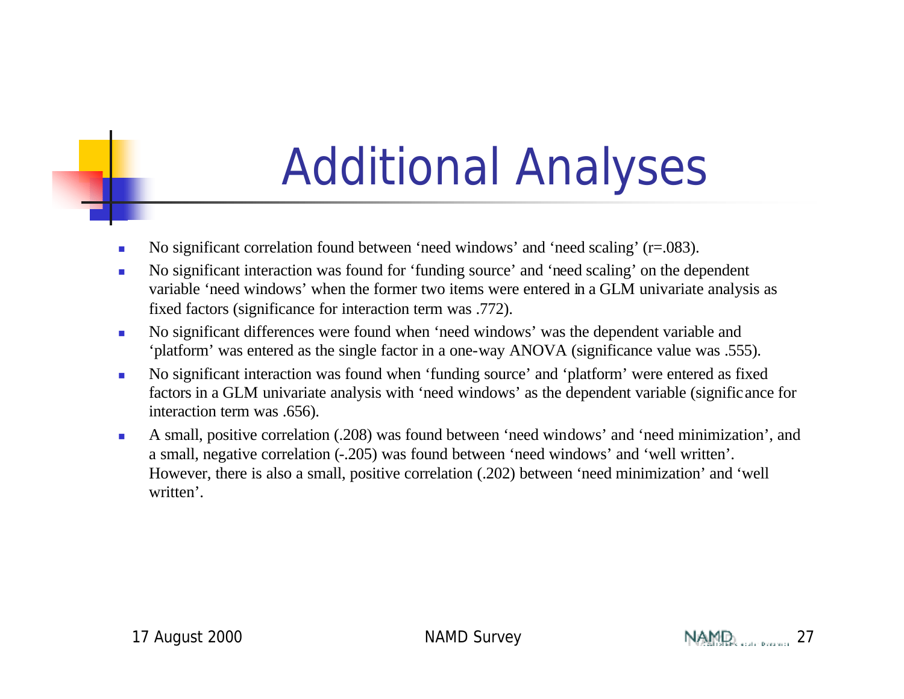# Additional Analyses

- No significant correlation found between 'need windows' and 'need scaling' ($r=.083$).
- No significant interaction was found for 'funding source' and 'need scaling' on the dependent variable 'need windows' when the former two items were entered in a GLM univariate analysis as fixed factors (significance for interaction term was .772).
- No significant differences were found when 'need windows' was the dependent variable and 'platform' was entered as the single factor in a one-way ANOVA (significance value was .555).
- No significant interaction was found when 'funding source' and 'platform' were entered as fixed factors in a GLM univariate analysis with 'need windows' as the dependent variable (significance for interaction term was .656).
- A small, positive correlation (.208) was found between 'need windows' and 'need minimization', and a small, negative correlation (-.205) was found between 'need windows' and 'well written'. However, there is also a small, positive correlation (.202) between 'need minimization' and 'well written'.